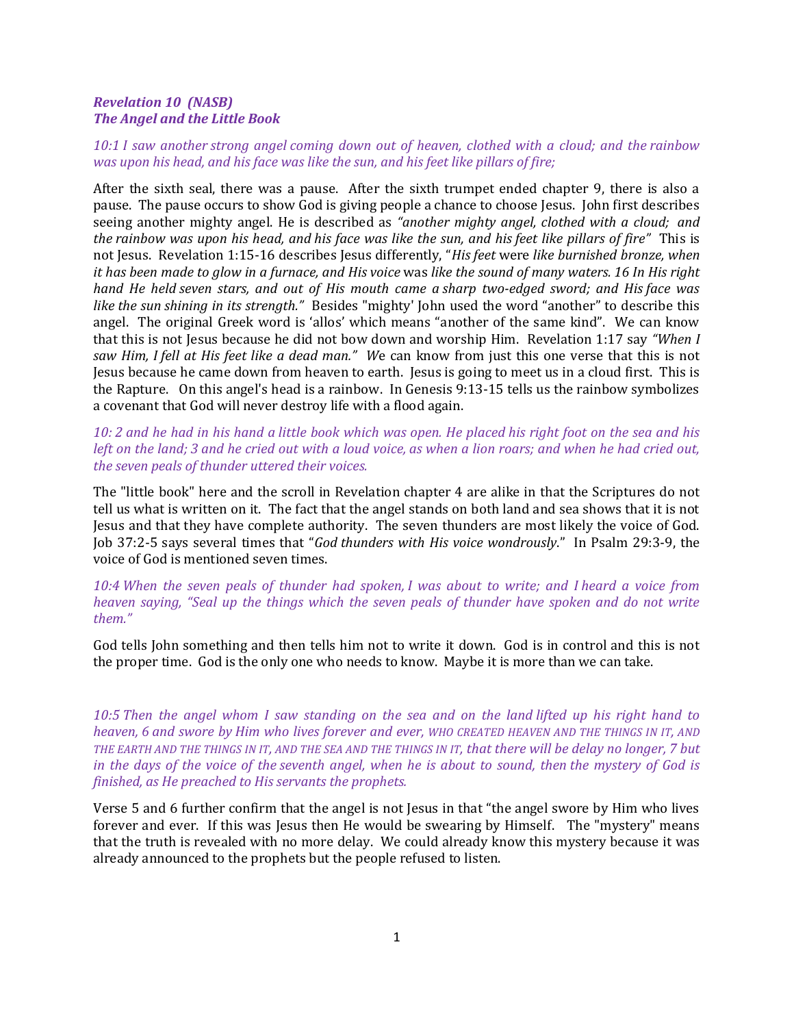***Revelation 10 (NASB)***
***The Angel and the Little Book***

*10:1 I saw another strong angel coming down out of heaven, clothed with a cloud; and the rainbow was upon his head, and his face was like the sun, and his feet like pillars of fire;*

After the sixth seal, there was a pause. After the sixth trumpet ended chapter 9, there is also a pause. The pause occurs to show God is giving people a chance to choose Jesus. John first describes seeing another mighty angel. He is described as *"another mighty angel, clothed with a cloud; and the rainbow was upon his head, and his face was like the sun, and his feet like pillars of fire"* This is not Jesus. Revelation 1:15-16 describes Jesus differently, "*His feet were like burnished bronze, when it has been made to glow in a furnace, and His voice was like the sound of many waters. 16 In His right hand He held seven stars, and out of His mouth came a sharp two-edged sword; and His face was like the sun shining in its strength."* Besides "mighty' John used the word "another" to describe this angel. The original Greek word is 'allos' which means "another of the same kind". We can know that this is not Jesus because he did not bow down and worship Him. Revelation 1:17 say *"When I saw Him, I fell at His feet like a dead man."* We can know from just this one verse that this is not Jesus because he came down from heaven to earth. Jesus is going to meet us in a cloud first. This is the Rapture. On this angel's head is a rainbow. In Genesis 9:13-15 tells us the rainbow symbolizes a covenant that God will never destroy life with a flood again.

*10: 2 and he had in his hand a little book which was open. He placed his right foot on the sea and his left on the land; 3 and he cried out with a loud voice, as when a lion roars; and when he had cried out, the seven peals of thunder uttered their voices.*

The "little book" here and the scroll in Revelation chapter 4 are alike in that the Scriptures do not tell us what is written on it. The fact that the angel stands on both land and sea shows that it is not Jesus and that they have complete authority. The seven thunders are most likely the voice of God. Job 37:2-5 says several times that "*God thunders with His voice wondrously*." In Psalm 29:3-9, the voice of God is mentioned seven times.

*10:4 When the seven peals of thunder had spoken, I was about to write; and I heard a voice from heaven saying, "Seal up the things which the seven peals of thunder have spoken and do not write them."*

God tells John something and then tells him not to write it down. God is in control and this is not the proper time. God is the only one who needs to know. Maybe it is more than we can take.

*10:5 Then the angel whom I saw standing on the sea and on the land lifted up his right hand to heaven, 6 and swore by Him who lives forever and ever, WHO CREATED HEAVEN AND THE THINGS IN IT, AND THE EARTH AND THE THINGS IN IT, AND THE SEA AND THE THINGS IN IT, that there will be delay no longer, 7 but in the days of the voice of the seventh angel, when he is about to sound, then the mystery of God is finished, as He preached to His servants the prophets.*

Verse 5 and 6 further confirm that the angel is not Jesus in that "the angel swore by Him who lives forever and ever. If this was Jesus then He would be swearing by Himself. The "mystery" means that the truth is revealed with no more delay. We could already know this mystery because it was already announced to the prophets but the people refused to listen.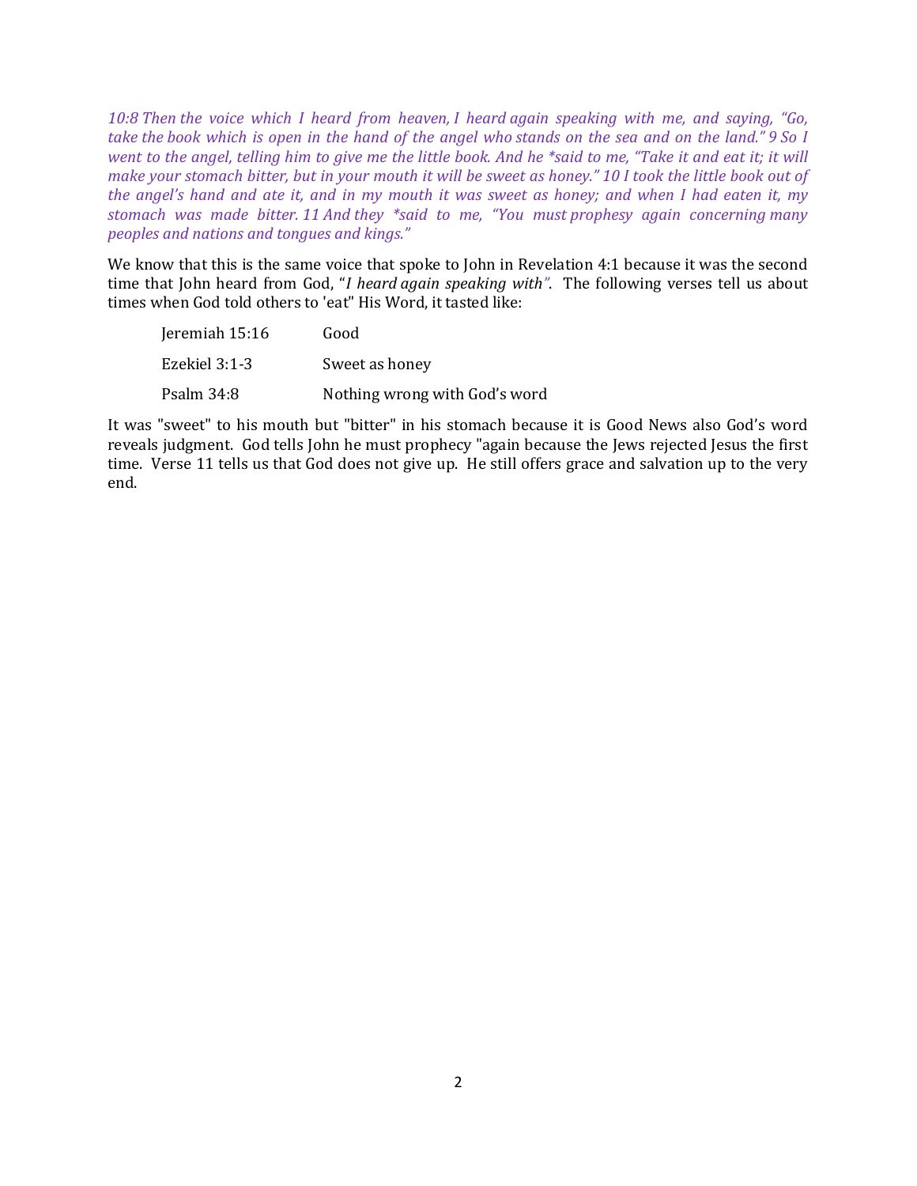*10:8 Then the voice which I heard from heaven, I heard again speaking with me, and saying, "Go, take the book which is open in the hand of the angel who stands on the sea and on the land." 9 So I went to the angel, telling him to give me the little book. And he *said to me, "Take it and eat it; it will make your stomach bitter, but in your mouth it will be sweet as honey." 10 I took the little book out of the angel's hand and ate it, and in my mouth it was sweet as honey; and when I had eaten it, my stomach was made bitter. 11 And they *said to me, "You must prophesy again concerning many peoples and nations and tongues and kings."*

We know that this is the same voice that spoke to John in Revelation 4:1 because it was the second time that John heard from God, "*I heard again speaking with*". The following verses tell us about times when God told others to 'eat" His Word, it tasted like:

| | |
|---|---|
| Jeremiah 15:16 | Good |
| Ezekiel 3:1-3 | Sweet as honey |
| Psalm 34:8 | Nothing wrong with God's word |

It was "sweet" to his mouth but "bitter" in his stomach because it is Good News also God's word reveals judgment. God tells John he must prophecy "again because the Jews rejected Jesus the first time. Verse 11 tells us that God does not give up. He still offers grace and salvation up to the very end.